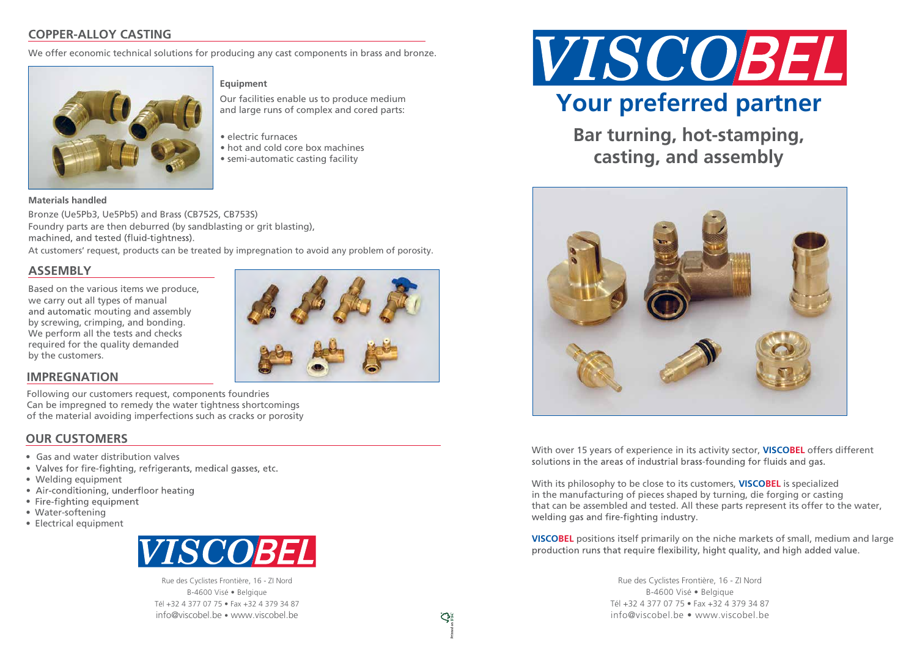## COPPER-ALLOY CASTING

We offer economic technical solutions for producing any cast components in brass and bronze.

**Equipment**

Our facilities enable us to produce medium and large runs of complex and cored parts:

- electric furnaces
- hot and cold core box machines
- semi-automatic casting facility

**Materials handled**

Bronze (Ue5Pb3, Ue5Pb5) and Brass (CB752S, CB753S)
Foundry parts are then deburred (by sandblasting or grit blasting), machined, and tested (fluid-tightness).
At customers' request, products can be treated by impregnation to avoid any problem of porosity.

## ASSEMBLY

Based on the various items we produce, we carry out all types of manual and automatic mouting and assembly by screwing, crimping, and bonding. We perform all the tests and checks required for the quality demanded by the customers.

## IMPREGNATION

Following our customers request, components foundries Can be impregned to remedy the water tightness shortcomings of the material avoiding imperfections such as cracks or porosity

## OUR CUSTOMERS

- Gas and water distribution valves
- Valves for fire-fighting, refrigerants, medical gasses, etc.
- Welding equipment
- Air-conditioning, underfloor heating
- Fire-fighting equipment
- Water-softening
- Electrical equipment

VISCOBEL

Rue des Cyclistes Frontière, 16 - ZI Nord
B-4600 Visé • Belgique
Tél +32 4 377 07 75 • Fax +32 4 379 34 87
info@viscobel.be • www.viscobel.be

# VISCOBEL

## Your preferred partner

### Bar turning, hot-stamping, casting, and assembly

With over 15 years of experience in its activity sector, **VISCOBEL** offers different solutions in the areas of industrial brass-founding for fluids and gas.

With its philosophy to be close to its customers, **VISCOBEL** is specialized in the manufacturing of pieces shaped by turning, die forging or casting that can be assembled and tested. All these parts represent its offer to the water, welding gas and fire-fighting industry.

**VISCOBEL** positions itself primarily on the niche markets of small, medium and large production runs that require flexibility, hight quality, and high added value.

Rue des Cyclistes Frontière, 16 - ZI Nord
B-4600 Visé • Belgique
Tél +32 4 377 07 75 • Fax +32 4 379 34 87
info@viscobel.be • www.viscobel.be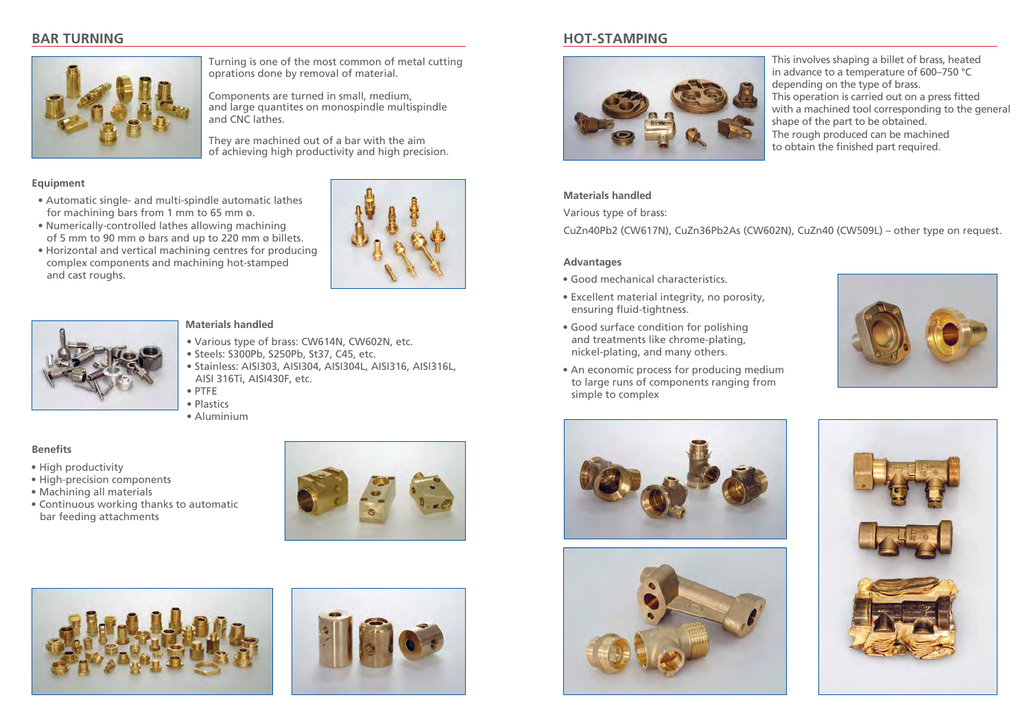## BAR TURNING

Turning is one of the most common of metal cutting oprations done by removal of material.

Components are turned in small, medium, and large quantites on monospindle multispindle and CNC lathes.

They are machined out of a bar with the aim of achieving high productivity and high precision.

**Equipment**

- Automatic single- and multi-spindle automatic lathes for machining bars from 1 mm to 65 mm ø.
- Numerically-controlled lathes allowing machining of 5 mm to 90 mm ø bars and up to 220 mm ø billets.
- Horizontal and vertical machining centres for producing complex components and machining hot-stamped and cast roughs.

**Materials handled**

- Various type of brass: CW614N, CW602N, etc.
- Steels: S300Pb, S250Pb, St37, C45, etc.
- Stainless: AISI303, AISI304, AISI304L, AISI316, AISI316L, AISI 316Ti, AISI430F, etc.
- PTFE
- Plastics
- Aluminium

**Benefits**

- High productivity
- High-precision components
- Machining all materials
- Continuous working thanks to automatic bar feeding attachments

## HOT-STAMPING

This involves shaping a billet of brass, heated in advance to a temperature of 600–750 °C depending on the type of brass.
This operation is carried out on a press fitted with a machined tool corresponding to the general shape of the part to be obtained.
The rough produced can be machined to obtain the finished part required.

**Materials handled**

Various type of brass:

CuZn40Pb2 (CW617N), CuZn36Pb2As (CW602N), CuZn40 (CW509L) – other type on request.

**Advantages**

- Good mechanical characteristics.
- Excellent material integrity, no porosity, ensuring fluid-tightness.
- Good surface condition for polishing and treatments like chrome-plating, nickel-plating, and many others.
- An economic process for producing medium to large runs of components ranging from simple to complex